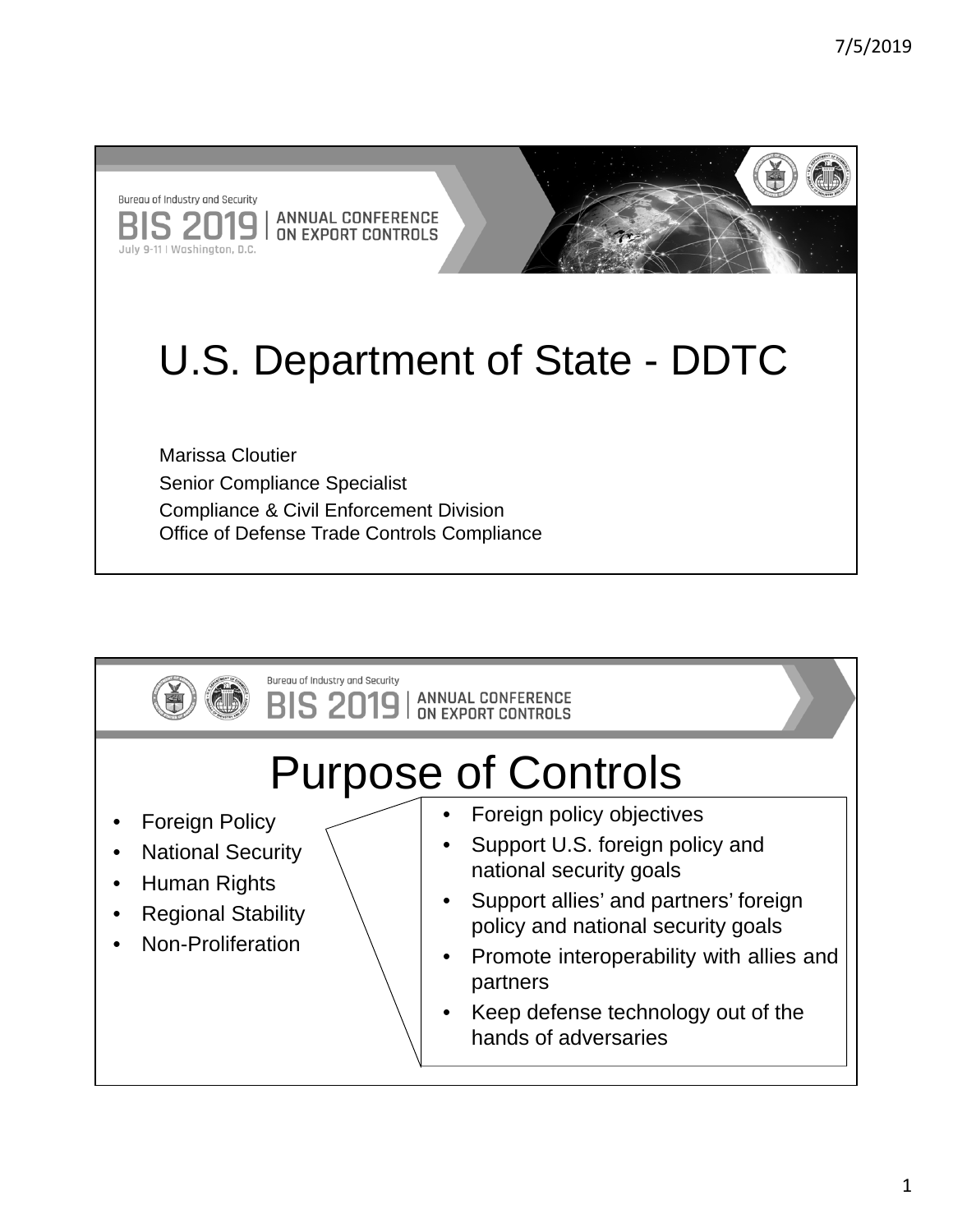Bureau of Industry and Security

BIS 2019 | ANNUAL CONFERENCE ON EXPORT CONTROLS

July 9-11 | Washington, D.C.

# U.S. Department of State - DDTC

Marissa Cloutier

Senior Compliance Specialist

Compliance & Civil Enforcement Division

Office of Defense Trade Controls Compliance

---

Bureau of Industry and Security

BIS 2019 | ANNUAL CONFERENCE ON EXPORT CONTROLS

# Purpose of Controls

- Foreign Policy
- National Security
- Human Rights
- Regional Stability
- Non-Proliferation

- Foreign policy objectives
- Support U.S. foreign policy and national security goals
- Support allies' and partners' foreign policy and national security goals
- Promote interoperability with allies and partners
- Keep defense technology out of the hands of adversaries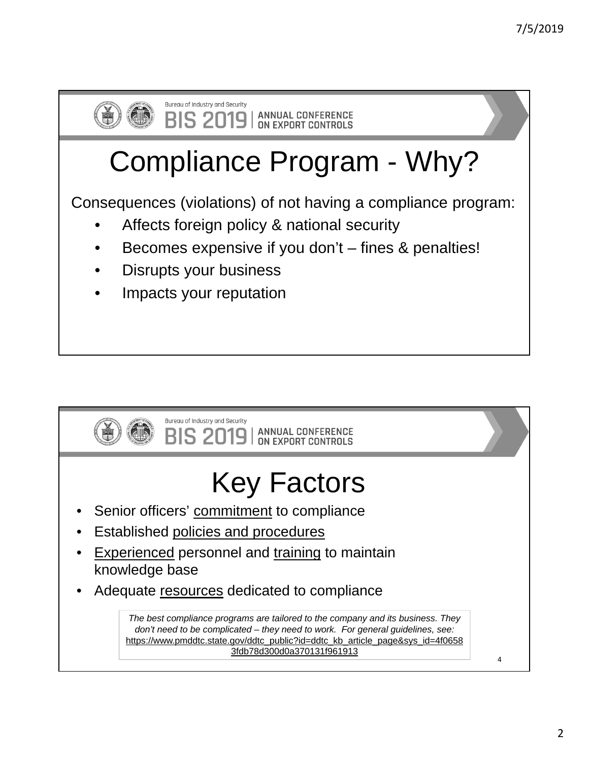# Compliance Program - Why?

Consequences (violations) of not having a compliance program:

- Affects foreign policy & national security
- Becomes expensive if you don't – fines & penalties!
- Disrupts your business
- Impacts your reputation

# Key Factors

- Senior officers' commitment to compliance
- Established policies and procedures
- Experienced personnel and training to maintain knowledge base
- Adequate resources dedicated to compliance

*The best compliance programs are tailored to the company and its business. They don't need to be complicated – they need to work. For general guidelines, see:* https://www.pmddtc.state.gov/ddtc_public?id=ddtc_kb_article_page&sys_id=4f06583fdb78d300d0a370131f961913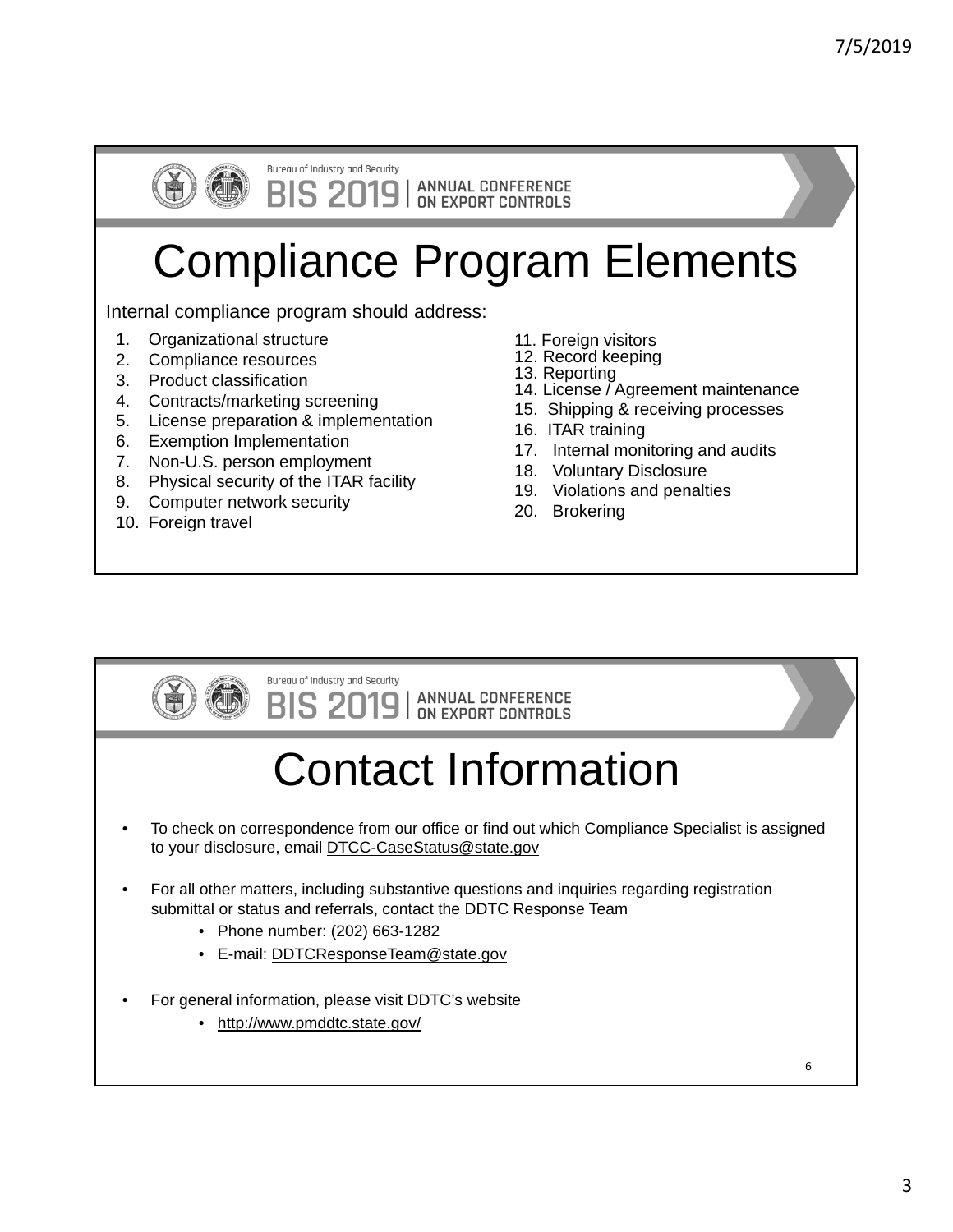# Compliance Program Elements

Internal compliance program should address:

1. Organizational structure
2. Compliance resources
3. Product classification
4. Contracts/marketing screening
5. License preparation & implementation
6. Exemption Implementation
7. Non-U.S. person employment
8. Physical security of the ITAR facility
9. Computer network security
10. Foreign travel
11. Foreign visitors
12. Record keeping
13. Reporting
14. License / Agreement maintenance
15. Shipping & receiving processes
16. ITAR training
17. Internal monitoring and audits
18. Voluntary Disclosure
19. Violations and penalties
20. Brokering

# Contact Information

- To check on correspondence from our office or find out which Compliance Specialist is assigned to your disclosure, email DTCC-CaseStatus@state.gov
- For all other matters, including substantive questions and inquiries regarding registration submittal or status and referrals, contact the DDTC Response Team
  - Phone number: (202) 663-1282
  - E-mail: DDTCResponseTeam@state.gov
- For general information, please visit DDTC's website
  - http://www.pmddtc.state.gov/